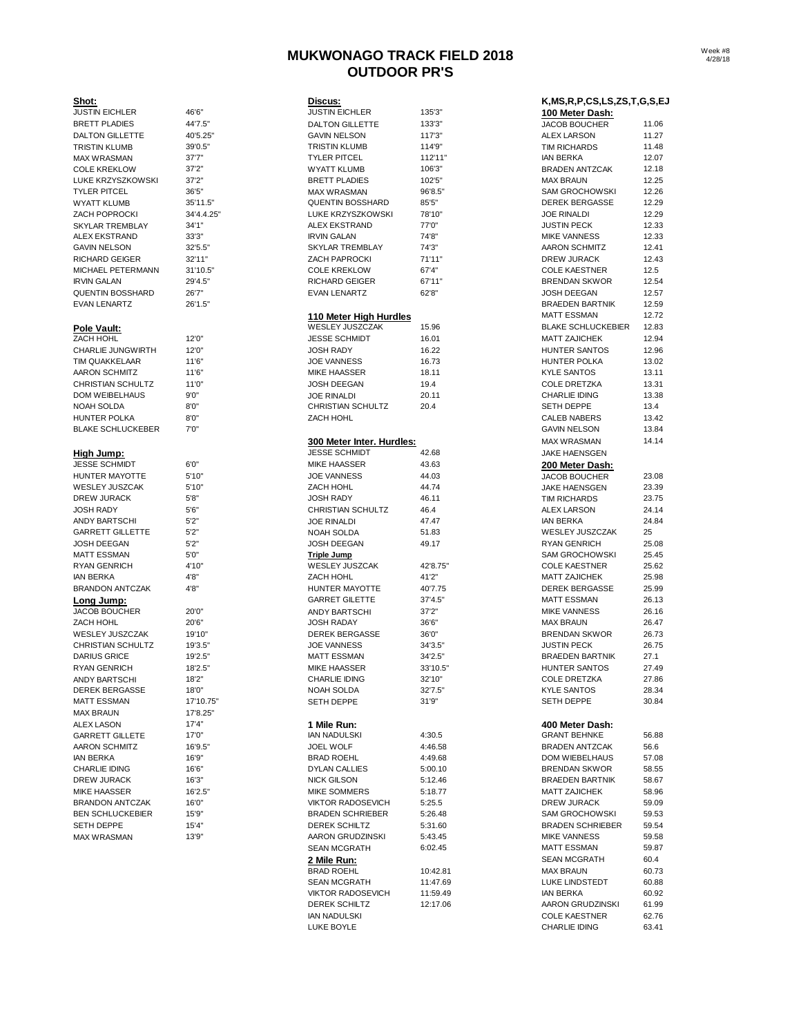# MUKWONAGO TRACK FIELD 2018
## OUTDOOR PR'S

Week #8
4/28/18

### Shot:

| Name | Mark |
|---|---|
| JUSTIN EICHLER | 46'6" |
| BRETT PLADIES | 44'7.5" |
| DALTON GILLETTE | 40'5.25" |
| TRISTIN KLUMB | 39'0.5" |
| MAX WRASMAN | 37'7" |
| COLE KREKLOW | 37'2" |
| LUKE KRZYSZKOWSKI | 37'2" |
| TYLER PITCEL | 36'5" |
| WYATT KLUMB | 35'11.5" |
| ZACH POPROCKI | 34'4.4.25" |
| SKYLAR TREMBLAY | 34'1" |
| ALEX EKSTRAND | 33'3" |
| GAVIN NELSON | 32'5.5" |
| RICHARD GEIGER | 32'11" |
| MICHAEL PETERMANN | 31'10.5" |
| IRVIN GALAN | 29'4.5" |
| QUENTIN BOSSHARD | 26'7" |
| EVAN LENARTZ | 26'1.5" |

### Pole Vault:

| Name | Mark |
|---|---|
| ZACH HOHL | 12'0" |
| CHARLIE JUNGWIRTH | 12'0" |
| TIM QUAKKELAAR | 11'6" |
| AARON SCHMITZ | 11'6" |
| CHRISTIAN SCHULTZ | 11'0" |
| DOM WEIBELHAUS | 9'0" |
| NOAH SOLDA | 8'0" |
| HUNTER POLKA | 8'0" |
| BLAKE SCHLUCKEBER | 7'0" |

### High Jump:

| Name | Mark |
|---|---|
| JESSE SCHMIDT | 6'0" |
| HUNTER MAYOTTE | 5'10" |
| WESLEY JUSZCZAK | 5'10" |
| DREW JURACK | 5'8" |
| JOSH RADY | 5'6" |
| ANDY BARTSCHI | 5'2" |
| GARRETT GILLETTE | 5'2" |
| JOSH DEEGAN | 5'2" |
| MATT ESSMAN | 5'0" |
| RYAN GENRICH | 4'10" |
| IAN BERKA | 4'8" |
| BRANDON ANTCZAK | 4'8" |

### Long Jump:

| Name | Mark |
|---|---|
| JACOB BOUCHER | 20'0" |
| ZACH HOHL | 20'6" |
| WESLEY JUSZCZAK | 19'10" |
| CHRISTIAN SCHULTZ | 19'3.5" |
| DARIUS GRICE | 19'2.5" |
| RYAN GENRICH | 18'2.5" |
| ANDY BARTSCHI | 18'2" |
| DEREK BERGASSE | 18'0" |
| MATT ESSMAN | 17'10.75" |
| MAX BRAUN | 17'8.25" |
| ALEX LASON | 17'4" |
| GARRETT GILLETE | 17'0" |
| AARON SCHMITZ | 16'9.5" |
| IAN BERKA | 16'9" |
| CHARLIE IDING | 16'6" |
| DREW JURACK | 16'3" |
| MIKE HAASSER | 16'2.5" |
| BRANDON ANTCZAK | 16'0" |
| BEN SCHLUCKEBIER | 15'9" |
| SETH DEPPE | 15'4" |
| MAX WRASMAN | 13'9" |

### Discus:

| Name | Mark |
|---|---|
| JUSTIN EICHLER | 135'3" |
| DALTON GILLETTE | 133'3" |
| GAVIN NELSON | 117'3" |
| TRISTIN KLUMB | 114'9" |
| TYLER PITCEL | 112'11" |
| WYATT KLUMB | 106'3" |
| BRETT PLADIES | 102'5" |
| MAX WRASMAN | 96'8.5" |
| QUENTIN BOSSHARD | 85'5" |
| LUKE KRZYSZKOWSKI | 78'10" |
| ALEX EKSTRAND | 77'0" |
| IRVIN GALAN | 74'8" |
| SKYLAR TREMBLAY | 74'3" |
| ZACH PAPROCKI | 71'11" |
| COLE KREKLOW | 67'4" |
| RICHARD GEIGER | 67'11" |
| EVAN LENARTZ | 62'8" |

### 110 Meter High Hurdles

| Name | Mark |
|---|---|
| WESLEY JUSZCZAK | 15.96 |
| JESSE SCHMIDT | 16.01 |
| JOSH RADY | 16.22 |
| JOE VANNESS | 16.73 |
| MIKE HAASSER | 18.11 |
| JOSH DEEGAN | 19.4 |
| JOE RINALDI | 20.11 |
| CHRISTIAN SCHULTZ | 20.4 |
| ZACH HOHL | |

### 300 Meter Inter. Hurdles:

| Name | Mark |
|---|---|
| JESSE SCHMIDT | 42.68 |
| MIKE HAASSER | 43.63 |
| JOE VANNESS | 44.03 |
| ZACH HOHL | 44.74 |
| JOSH RADY | 46.11 |
| CHRISTIAN SCHULTZ | 46.4 |
| JOE RINALDI | 47.47 |
| NOAH SOLDA | 51.83 |
| JOSH DEEGAN | 49.17 |

### Triple Jump

| Name | Mark |
|---|---|
| WESLEY JUSZCZAK | 42'8.75" |
| ZACH HOHL | 41'2" |
| HUNTER MAYOTTE | 40'7.75 |
| GARRET GILETTE | 37'4.5" |
| ANDY BARTSCHI | 37'2" |
| JOSH RADAY | 36'6" |
| DEREK BERGASSE | 36'0" |
| JOE VANNESS | 34'3.5" |
| MATT ESSMAN | 34'2.5" |
| MIKE HAASSER | 33'10.5" |
| CHARLIE IDING | 32'10" |
| NOAH SOLDA | 32'7.5" |
| SETH DEPPE | 31'9" |

### 1 Mile Run:

| Name | Mark |
|---|---|
| IAN NADULSKI | 4:30.5 |
| JOEL WOLF | 4:46.58 |
| BRAD ROEHL | 4:49.68 |
| DYLAN CALLIES | 5:00.10 |
| NICK GILSON | 5:12.46 |
| MIKE SOMMERS | 5:18.77 |
| VIKTOR RADOSEVICH | 5:25.5 |
| BRADEN SCHRIEBER | 5:26.48 |
| DEREK SCHILTZ | 5:31.60 |
| AARON GRUDZINSKI | 5:43.45 |
| SEAN MCGRATH | 6:02.45 |

### 2 Mile Run:

| Name | Mark |
|---|---|
| BRAD ROEHL | 10:42.81 |
| SEAN MCGRATH | 11:47.69 |
| VIKTOR RADOSEVICH | 11:59.49 |
| DEREK SCHILTZ | 12:17.06 |
| IAN NADULSKI | |
| LUKE BOYLE | |

### K,MS,R,P,CS,LS,ZS,T,G,S,EJ

### 100 Meter Dash:

| Name | Mark |
|---|---|
| JACOB BOUCHER | 11.06 |
| ALEX LARSON | 11.27 |
| TIM RICHARDS | 11.48 |
| IAN BERKA | 12.07 |
| BRADEN ANTZCAK | 12.18 |
| MAX BRAUN | 12.25 |
| SAM GROCHOWSKI | 12.26 |
| DEREK BERGASSE | 12.29 |
| JOE RINALDI | 12.29 |
| JUSTIN PECK | 12.33 |
| MIKE VANNESS | 12.33 |
| AARON SCHMITZ | 12.41 |
| DREW JURACK | 12.43 |
| COLE KAESTNER | 12.5 |
| BRENDAN SKWOR | 12.54 |
| JOSH DEEGAN | 12.57 |
| BRAEDEN BARTNIK | 12.59 |
| MATT ESSMAN | 12.72 |
| BLAKE SCHLUCKEBIER | 12.83 |
| MATT ZAJICHEK | 12.94 |
| HUNTER SANTOS | 12.96 |
| HUNTER POLKA | 13.02 |
| KYLE SANTOS | 13.11 |
| COLE DRETZKA | 13.31 |
| CHARLIE IDING | 13.38 |
| SETH DEPPE | 13.4 |
| CALEB NABERS | 13.42 |
| GAVIN NELSON | 13.84 |
| MAX WRASMAN | 14.14 |
| JAKE HAENSGEN | |

### 200 Meter Dash:

| Name | Mark |
|---|---|
| JACOB BOUCHER | 23.08 |
| JAKE HAENSGEN | 23.39 |
| TIM RICHARDS | 23.75 |
| ALEX LARSON | 24.14 |
| IAN BERKA | 24.84 |
| WESLEY JUSZCZAK | 25 |
| RYAN GENRICH | 25.08 |
| SAM GROCHOWSKI | 25.45 |
| COLE KAESTNER | 25.62 |
| MATT ZAJICHEK | 25.98 |
| DEREK BERGASSE | 25.99 |
| MATT ESSMAN | 26.13 |
| MIKE VANNESS | 26.16 |
| MAX BRAUN | 26.47 |
| BRENDAN SKWOR | 26.73 |
| JUSTIN PECK | 26.75 |
| BRAEDEN BARTNIK | 27.1 |
| HUNTER SANTOS | 27.49 |
| COLE DRETZKA | 27.86 |
| KYLE SANTOS | 28.34 |
| SETH DEPPE | 30.84 |

### 400 Meter Dash:

| Name | Mark |
|---|---|
| GRANT BEHNKE | 56.88 |
| BRADEN ANTZCAK | 56.6 |
| DOM WIEBELHAUS | 57.08 |
| BRENDAN SKWOR | 58.55 |
| BRAEDEN BARTNIK | 58.67 |
| MATT ZAJICHEK | 58.96 |
| DREW JURACK | 59.09 |
| SAM GROCHOWSKI | 59.53 |
| BRADEN SCHRIEBER | 59.54 |
| MIKE VANNESS | 59.58 |
| MATT ESSMAN | 59.87 |
| SEAN MCGRATH | 60.4 |
| MAX BRAUN | 60.73 |
| LUKE LINDSTEDT | 60.88 |
| IAN BERKA | 60.92 |
| AARON GRUDZINSKI | 61.99 |
| COLE KAESTNER | 62.76 |
| CHARLIE IDING | 63.41 |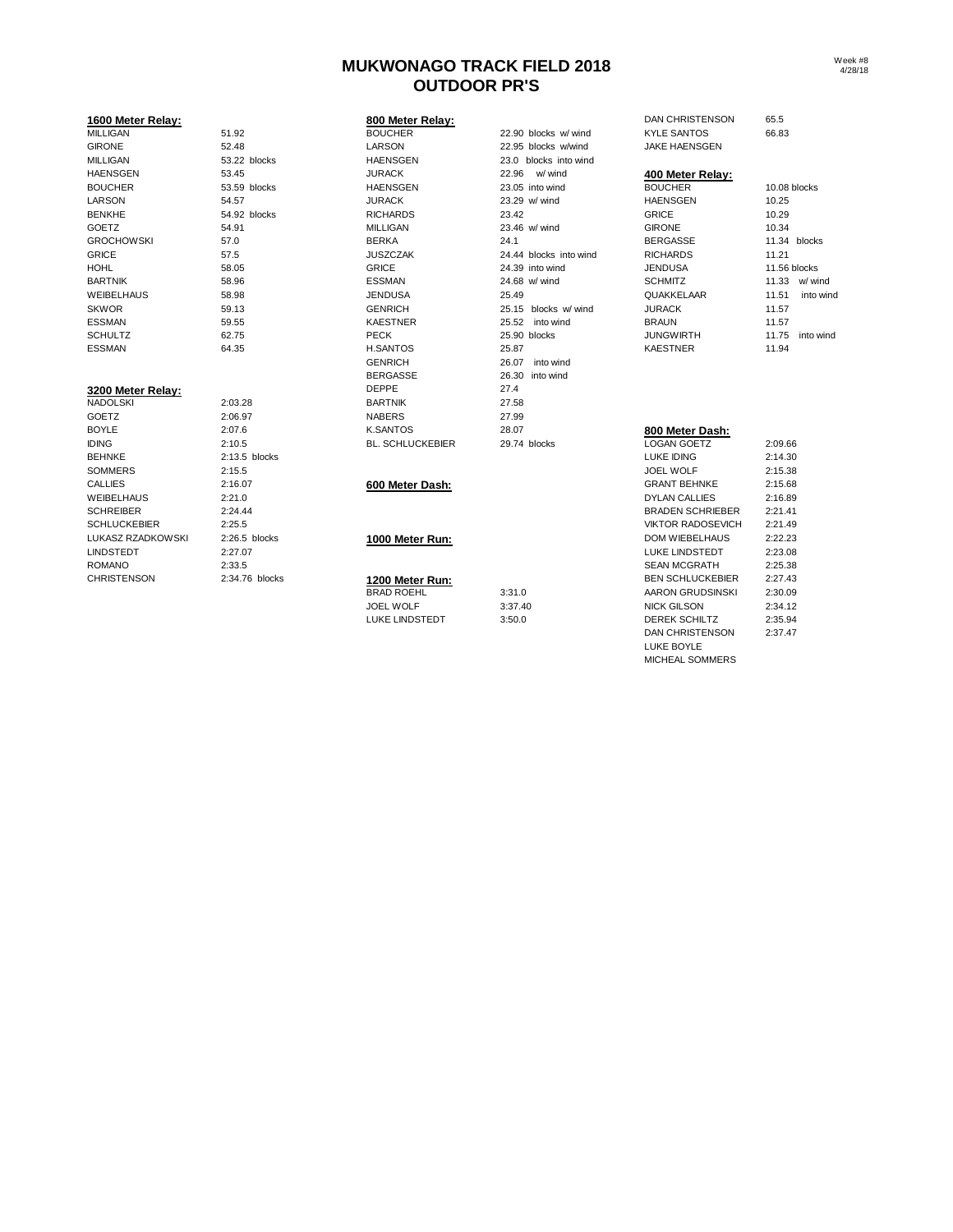# MUKWONAGO TRACK FIELD 2018
## OUTDOOR PR'S

Week #8
4/28/18

### 1600 Meter Relay:

| | |
|---|---|
| MILLIGAN | 51.92 |
| GIRONE | 52.48 |
| MILLIGAN | 53.22 blocks |
| HAENSGEN | 53.45 |
| BOUCHER | 53.59 blocks |
| LARSON | 54.57 |
| BENKHE | 54.92 blocks |
| GOETZ | 54.91 |
| GROCHOWSKI | 57.0 |
| GRICE | 57.5 |
| HOHL | 58.05 |
| BARTNIK | 58.96 |
| WEIBELHAUS | 58.98 |
| SKWOR | 59.13 |
| ESSMAN | 59.55 |
| SCHULTZ | 62.75 |
| ESSMAN | 64.35 |

### 3200 Meter Relay:

| | |
|---|---|
| NADOLSKI | 2:03.28 |
| GOETZ | 2:06.97 |
| BOYLE | 2:07.6 |
| IDING | 2:10.5 |
| BEHNKE | 2:13.5 blocks |
| SOMMERS | 2:15.5 |
| CALLIES | 2:16.07 |
| WEIBELHAUS | 2:21.0 |
| SCHREIBER | 2:24.44 |
| SCHLUCKEBIER | 2:25.5 |
| LUKASZ RZADKOWSKI | 2:26.5 blocks |
| LINDSTEDT | 2:27.07 |
| ROMANO | 2:33.5 |
| CHRISTENSON | 2:34.76 blocks |

### 800 Meter Relay:

| | |
|---|---|
| BOUCHER | 22.90 blocks w/ wind |
| LARSON | 22.95 blocks w/wind |
| HAENSGEN | 23.0 blocks into wind |
| JURACK | 22.96 w/ wind |
| HAENSGEN | 23.05 into wind |
| JURACK | 23.29 w/ wind |
| RICHARDS | 23.42 |
| MILLIGAN | 23.46 w/ wind |
| BERKA | 24.1 |
| JUSZCZAK | 24.44 blocks into wind |
| GRICE | 24.39 into wind |
| ESSMAN | 24.68 w/ wind |
| JENDUSA | 25.49 |
| GENRICH | 25.15 blocks w/ wind |
| KAESTNER | 25.52 into wind |
| PECK | 25.90 blocks |
| H.SANTOS | 25.87 |
| GENRICH | 26.07 into wind |
| BERGASSE | 26.30 into wind |
| DEPPE | 27.4 |
| BARTNIK | 27.58 |
| NABERS | 27.99 |
| K.SANTOS | 28.07 |
| BL. SCHLUCKEBIER | 29.74 blocks |

### 600 Meter Dash:

### 1000 Meter Run:

### 1200 Meter Run:

| | |
|---|---|
| BRAD ROEHL | 3:31.0 |
| JOEL WOLF | 3:37.40 |
| LUKE LINDSTEDT | 3:50.0 |

| | |
|---|---|
| DAN CHRISTENSON | 65.5 |
| KYLE SANTOS | 66.83 |
| JAKE HAENSGEN | |

### 400 Meter Relay:

| | |
|---|---|
| BOUCHER | 10.08 blocks |
| HAENSGEN | 10.25 |
| GRICE | 10.29 |
| GIRONE | 10.34 |
| BERGASSE | 11.34 blocks |
| RICHARDS | 11.21 |
| JENDUSA | 11.56 blocks |
| SCHMITZ | 11.33 w/ wind |
| QUAKKELAAR | 11.51 into wind |
| JURACK | 11.57 |
| BRAUN | 11.57 |
| JUNGWIRTH | 11.75 into wind |
| KAESTNER | 11.94 |

### 800 Meter Dash:

| | |
|---|---|
| LOGAN GOETZ | 2:09.66 |
| LUKE IDING | 2:14.30 |
| JOEL WOLF | 2:15.38 |
| GRANT BEHNKE | 2:15.68 |
| DYLAN CALLIES | 2:16.89 |
| BRADEN SCHRIEBER | 2:21.41 |
| VIKTOR RADOSEVICH | 2:21.49 |
| DOM WIEBELHAUS | 2:22.23 |
| LUKE LINDSTEDT | 2:23.08 |
| SEAN MCGRATH | 2:25.38 |
| BEN SCHLUCKEBIER | 2:27.43 |
| AARON GRUDSINSKI | 2:30.09 |
| NICK GILSON | 2:34.12 |
| DEREK SCHILTZ | 2:35.94 |
| DAN CHRISTENSON | 2:37.47 |
| LUKE BOYLE | |
| MICHEAL SOMMERS | |